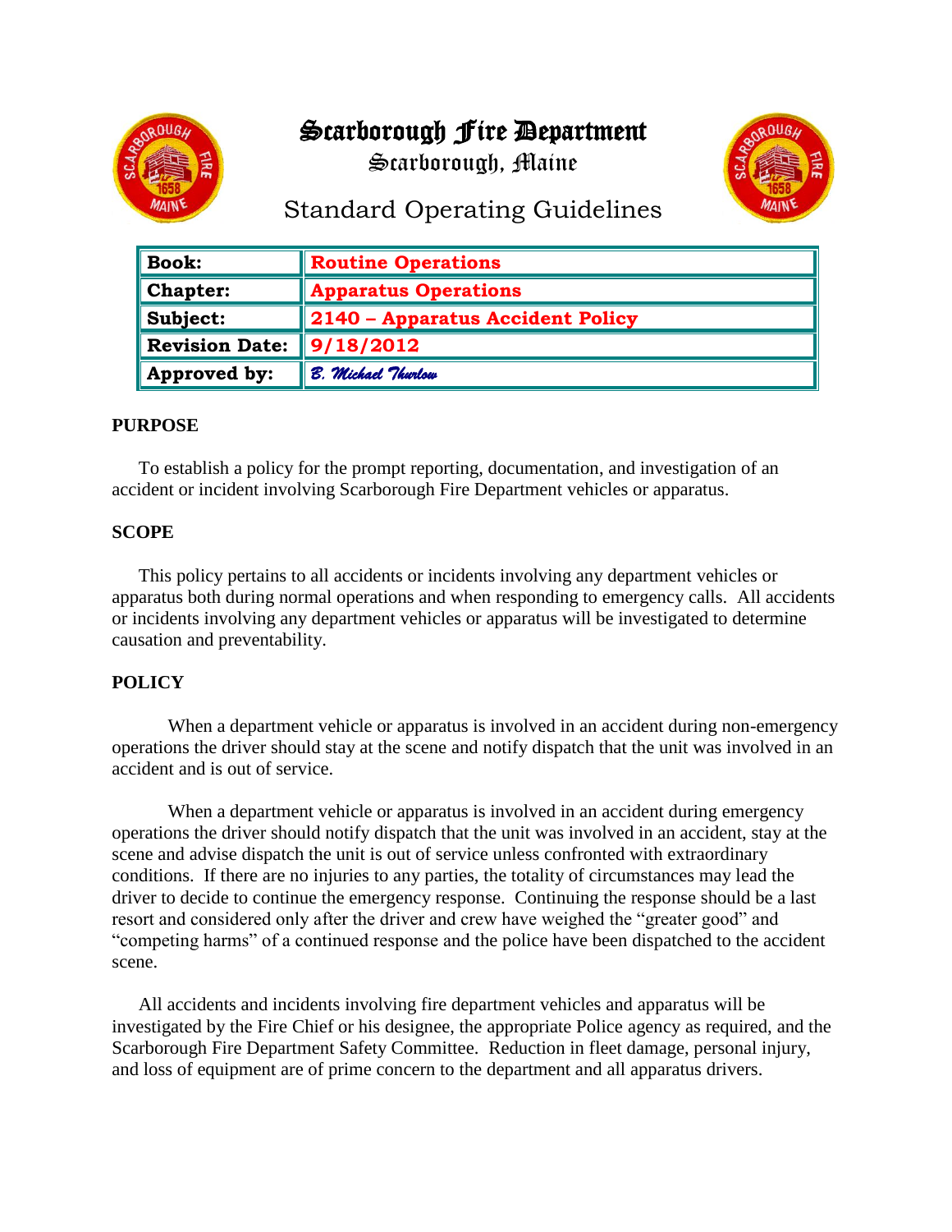# Scarborough Fire Department

## Scarborough, Maine

## Standard Operating Guidelines

| | |
|---|---|
| **Book:** | **Routine Operations** |
| **Chapter:** | **Apparatus Operations** |
| **Subject:** | **2140 – Apparatus Accident Policy** |
| **Revision Date:** | **9/18/2012** |
| **Approved by:** | *B. Michael Thurlow* |

### PURPOSE

To establish a policy for the prompt reporting, documentation, and investigation of an accident or incident involving Scarborough Fire Department vehicles or apparatus.

### SCOPE

This policy pertains to all accidents or incidents involving any department vehicles or apparatus both during normal operations and when responding to emergency calls. All accidents or incidents involving any department vehicles or apparatus will be investigated to determine causation and preventability.

### POLICY

When a department vehicle or apparatus is involved in an accident during non-emergency operations the driver should stay at the scene and notify dispatch that the unit was involved in an accident and is out of service.

When a department vehicle or apparatus is involved in an accident during emergency operations the driver should notify dispatch that the unit was involved in an accident, stay at the scene and advise dispatch the unit is out of service unless confronted with extraordinary conditions. If there are no injuries to any parties, the totality of circumstances may lead the driver to decide to continue the emergency response. Continuing the response should be a last resort and considered only after the driver and crew have weighed the "greater good" and "competing harms" of a continued response and the police have been dispatched to the accident scene.

All accidents and incidents involving fire department vehicles and apparatus will be investigated by the Fire Chief or his designee, the appropriate Police agency as required, and the Scarborough Fire Department Safety Committee. Reduction in fleet damage, personal injury, and loss of equipment are of prime concern to the department and all apparatus drivers.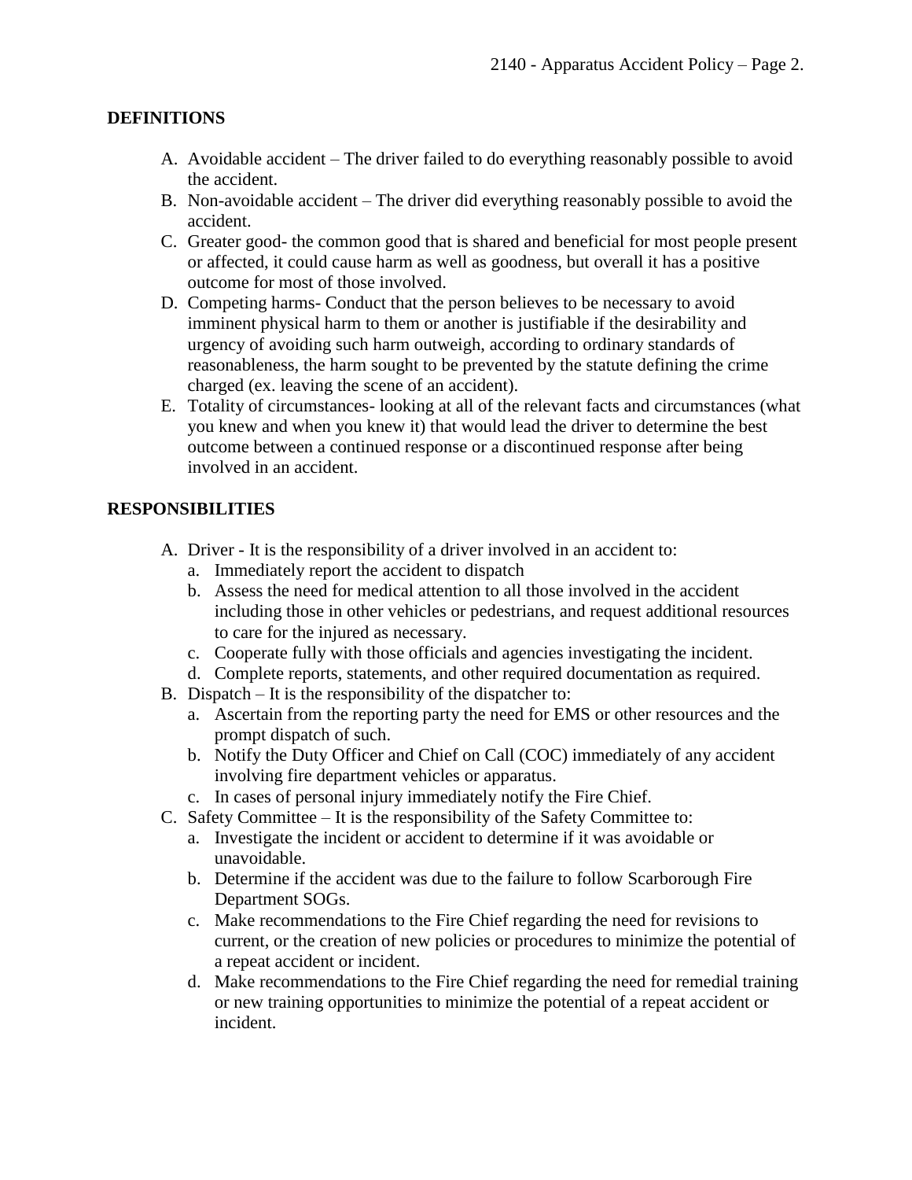## DEFINITIONS

A. Avoidable accident – The driver failed to do everything reasonably possible to avoid the accident.
B. Non-avoidable accident – The driver did everything reasonably possible to avoid the accident.
C. Greater good- the common good that is shared and beneficial for most people present or affected, it could cause harm as well as goodness, but overall it has a positive outcome for most of those involved.
D. Competing harms- Conduct that the person believes to be necessary to avoid imminent physical harm to them or another is justifiable if the desirability and urgency of avoiding such harm outweigh, according to ordinary standards of reasonableness, the harm sought to be prevented by the statute defining the crime charged (ex. leaving the scene of an accident).
E. Totality of circumstances- looking at all of the relevant facts and circumstances (what you knew and when you knew it) that would lead the driver to determine the best outcome between a continued response or a discontinued response after being involved in an accident.

## RESPONSIBILITIES

A. Driver - It is the responsibility of a driver involved in an accident to:
   a. Immediately report the accident to dispatch
   b. Assess the need for medical attention to all those involved in the accident including those in other vehicles or pedestrians, and request additional resources to care for the injured as necessary.
   c. Cooperate fully with those officials and agencies investigating the incident.
   d. Complete reports, statements, and other required documentation as required.
B. Dispatch – It is the responsibility of the dispatcher to:
   a. Ascertain from the reporting party the need for EMS or other resources and the prompt dispatch of such.
   b. Notify the Duty Officer and Chief on Call (COC) immediately of any accident involving fire department vehicles or apparatus.
   c. In cases of personal injury immediately notify the Fire Chief.
C. Safety Committee – It is the responsibility of the Safety Committee to:
   a. Investigate the incident or accident to determine if it was avoidable or unavoidable.
   b. Determine if the accident was due to the failure to follow Scarborough Fire Department SOGs.
   c. Make recommendations to the Fire Chief regarding the need for revisions to current, or the creation of new policies or procedures to minimize the potential of a repeat accident or incident.
   d. Make recommendations to the Fire Chief regarding the need for remedial training or new training opportunities to minimize the potential of a repeat accident or incident.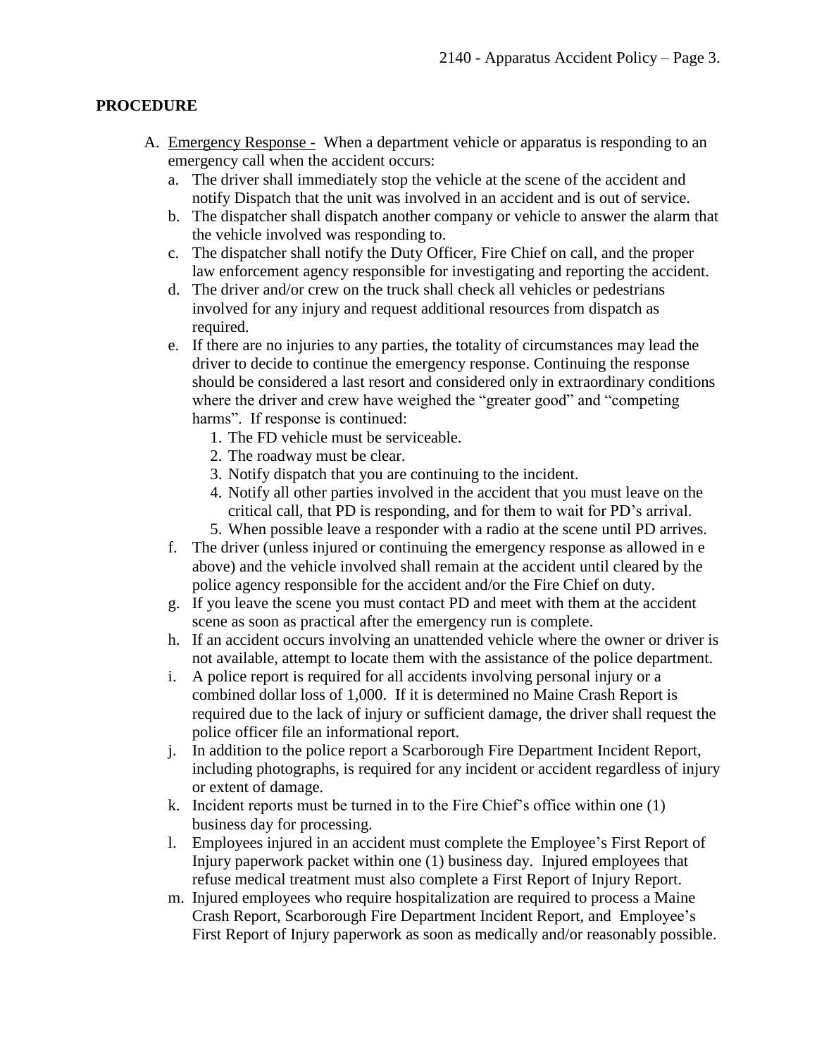**PROCEDURE**

A. <u>Emergency Response -</u> When a department vehicle or apparatus is responding to an emergency call when the accident occurs:
   a. The driver shall immediately stop the vehicle at the scene of the accident and notify Dispatch that the unit was involved in an accident and is out of service.
   b. The dispatcher shall dispatch another company or vehicle to answer the alarm that the vehicle involved was responding to.
   c. The dispatcher shall notify the Duty Officer, Fire Chief on call, and the proper law enforcement agency responsible for investigating and reporting the accident.
   d. The driver and/or crew on the truck shall check all vehicles or pedestrians involved for any injury and request additional resources from dispatch as required.
   e. If there are no injuries to any parties, the totality of circumstances may lead the driver to decide to continue the emergency response. Continuing the response should be considered a last resort and considered only in extraordinary conditions where the driver and crew have weighed the "greater good" and "competing harms". If response is continued:
      1. The FD vehicle must be serviceable.
      2. The roadway must be clear.
      3. Notify dispatch that you are continuing to the incident.
      4. Notify all other parties involved in the accident that you must leave on the critical call, that PD is responding, and for them to wait for PD's arrival.
      5. When possible leave a responder with a radio at the scene until PD arrives.
   f. The driver (unless injured or continuing the emergency response as allowed in e above) and the vehicle involved shall remain at the accident until cleared by the police agency responsible for the accident and/or the Fire Chief on duty.
   g. If you leave the scene you must contact PD and meet with them at the accident scene as soon as practical after the emergency run is complete.
   h. If an accident occurs involving an unattended vehicle where the owner or driver is not available, attempt to locate them with the assistance of the police department.
   i. A police report is required for all accidents involving personal injury or a combined dollar loss of 1,000. If it is determined no Maine Crash Report is required due to the lack of injury or sufficient damage, the driver shall request the police officer file an informational report.
   j. In addition to the police report a Scarborough Fire Department Incident Report, including photographs, is required for any incident or accident regardless of injury or extent of damage.
   k. Incident reports must be turned in to the Fire Chief's office within one (1) business day for processing.
   l. Employees injured in an accident must complete the Employee's First Report of Injury paperwork packet within one (1) business day. Injured employees that refuse medical treatment must also complete a First Report of Injury Report.
   m. Injured employees who require hospitalization are required to process a Maine Crash Report, Scarborough Fire Department Incident Report, and Employee's First Report of Injury paperwork as soon as medically and/or reasonably possible.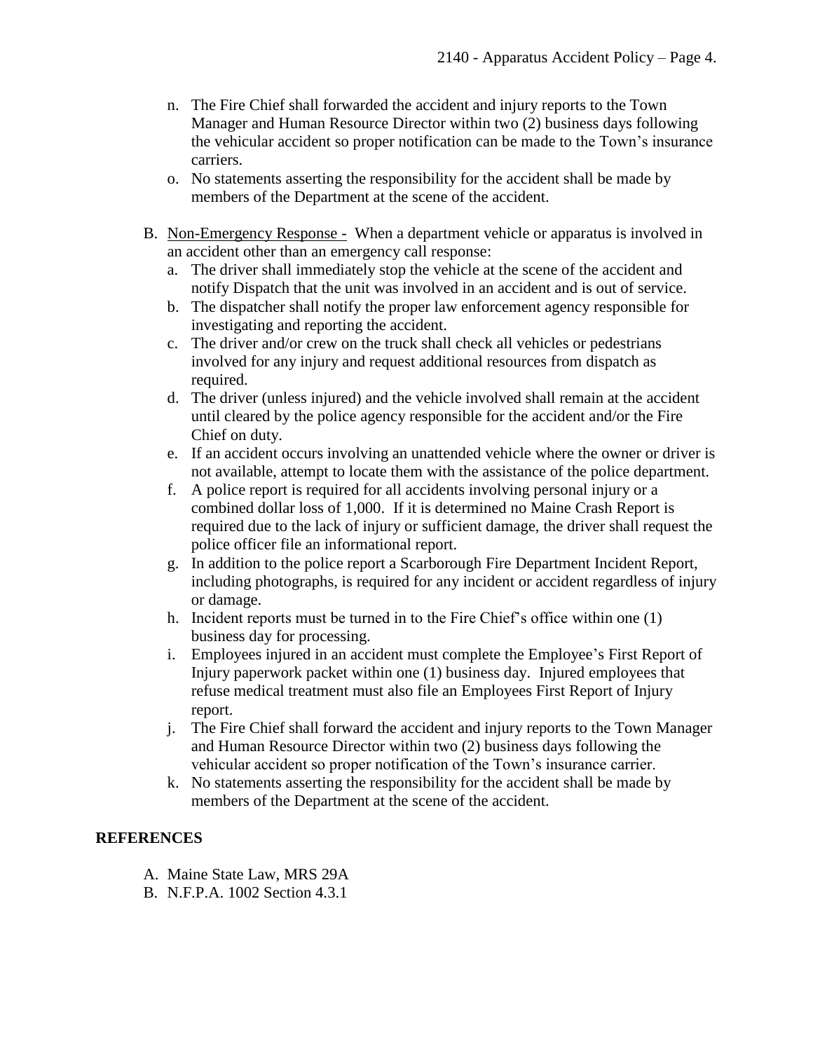n. The Fire Chief shall forwarded the accident and injury reports to the Town Manager and Human Resource Director within two (2) business days following the vehicular accident so proper notification can be made to the Town's insurance carriers.
o. No statements asserting the responsibility for the accident shall be made by members of the Department at the scene of the accident.

B. Non-Emergency Response - When a department vehicle or apparatus is involved in an accident other than an emergency call response:
   a. The driver shall immediately stop the vehicle at the scene of the accident and notify Dispatch that the unit was involved in an accident and is out of service.
   b. The dispatcher shall notify the proper law enforcement agency responsible for investigating and reporting the accident.
   c. The driver and/or crew on the truck shall check all vehicles or pedestrians involved for any injury and request additional resources from dispatch as required.
   d. The driver (unless injured) and the vehicle involved shall remain at the accident until cleared by the police agency responsible for the accident and/or the Fire Chief on duty.
   e. If an accident occurs involving an unattended vehicle where the owner or driver is not available, attempt to locate them with the assistance of the police department.
   f. A police report is required for all accidents involving personal injury or a combined dollar loss of 1,000. If it is determined no Maine Crash Report is required due to the lack of injury or sufficient damage, the driver shall request the police officer file an informational report.
   g. In addition to the police report a Scarborough Fire Department Incident Report, including photographs, is required for any incident or accident regardless of injury or damage.
   h. Incident reports must be turned in to the Fire Chief's office within one (1) business day for processing.
   i. Employees injured in an accident must complete the Employee's First Report of Injury paperwork packet within one (1) business day. Injured employees that refuse medical treatment must also file an Employees First Report of Injury report.
   j. The Fire Chief shall forward the accident and injury reports to the Town Manager and Human Resource Director within two (2) business days following the vehicular accident so proper notification of the Town's insurance carrier.
   k. No statements asserting the responsibility for the accident shall be made by members of the Department at the scene of the accident.

## REFERENCES

A. Maine State Law, MRS 29A
B. N.F.P.A. 1002 Section 4.3.1